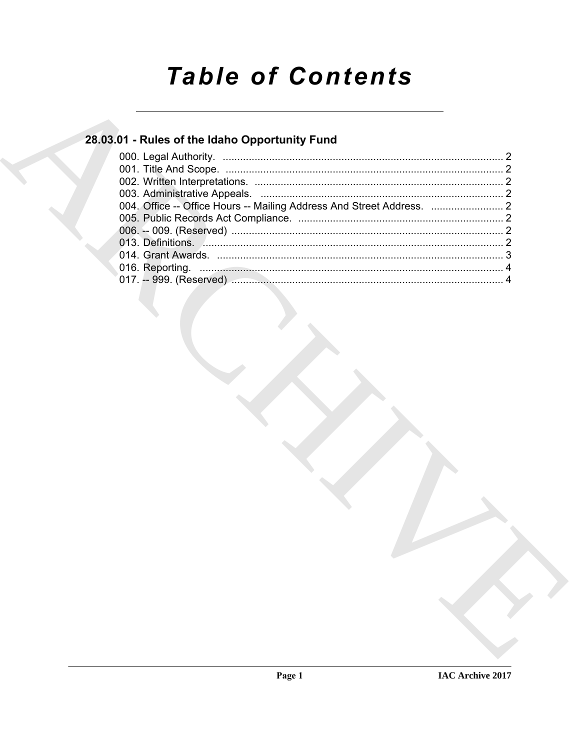# Table of Contents

## 28.03.01 - Rules of the Idaho Opportunity Fund

000. Legal Authority. ........................................................................................ 2
001. Title And Scope. ........................................................................................ 2
002. Written Interpretations. ............................................................................. 2
003. Administrative Appeals. ............................................................................ 2
004. Office -- Office Hours -- Mailing Address And Street Address. .......................... 2
005. Public Records Act Compliance. ............................................................... 2
006. -- 009. (Reserved) ..................................................................................... 2
013. Definitions. ............................................................................................... 2
014. Grant Awards. ........................................................................................... 3
016. Reporting. ................................................................................................ 4
017. -- 999. (Reserved) ..................................................................................... 4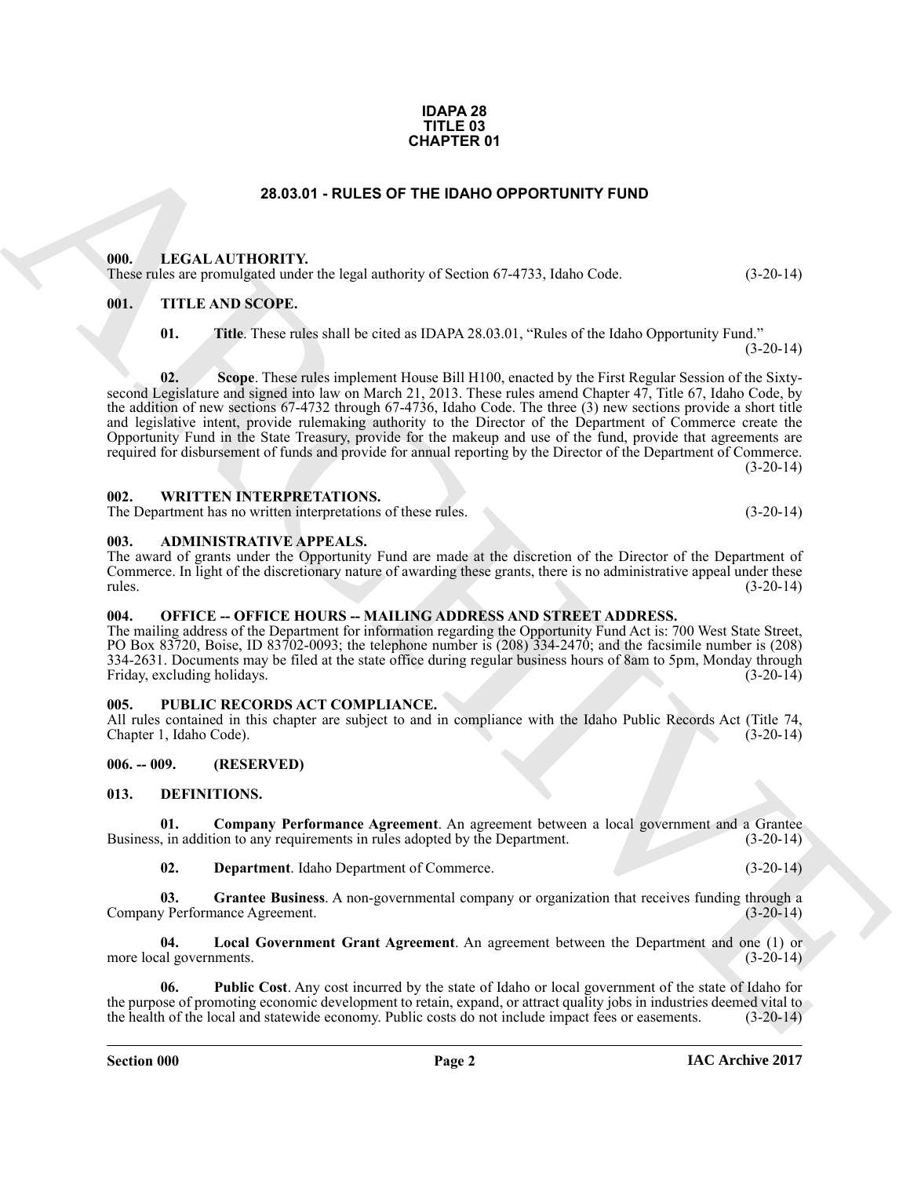**IDAPA 28**
**TITLE 03**
**CHAPTER 01**

## 28.03.01 - RULES OF THE IDAHO OPPORTUNITY FUND

### 000. LEGAL AUTHORITY.

These rules are promulgated under the legal authority of Section 67-4733, Idaho Code. (3-20-14)

### 001. TITLE AND SCOPE.

**01. Title**. These rules shall be cited as IDAPA 28.03.01, "Rules of the Idaho Opportunity Fund." (3-20-14)

**02. Scope**. These rules implement House Bill H100, enacted by the First Regular Session of the Sixty-second Legislature and signed into law on March 21, 2013. These rules amend Chapter 47, Title 67, Idaho Code, by the addition of new sections 67-4732 through 67-4736, Idaho Code. The three (3) new sections provide a short title and legislative intent, provide rulemaking authority to the Director of the Department of Commerce create the Opportunity Fund in the State Treasury, provide for the makeup and use of the fund, provide that agreements are required for disbursement of funds and provide for annual reporting by the Director of the Department of Commerce. (3-20-14)

### 002. WRITTEN INTERPRETATIONS.

The Department has no written interpretations of these rules. (3-20-14)

### 003. ADMINISTRATIVE APPEALS.

The award of grants under the Opportunity Fund are made at the discretion of the Director of the Department of Commerce. In light of the discretionary nature of awarding these grants, there is no administrative appeal under these rules. (3-20-14)

### 004. OFFICE -- OFFICE HOURS -- MAILING ADDRESS AND STREET ADDRESS.

The mailing address of the Department for information regarding the Opportunity Fund Act is: 700 West State Street, PO Box 83720, Boise, ID 83702-0093; the telephone number is (208) 334-2470; and the facsimile number is (208) 334-2631. Documents may be filed at the state office during regular business hours of 8am to 5pm, Monday through Friday, excluding holidays. (3-20-14)

### 005. PUBLIC RECORDS ACT COMPLIANCE.

All rules contained in this chapter are subject to and in compliance with the Idaho Public Records Act (Title 74, Chapter 1, Idaho Code). (3-20-14)

### 006. -- 009. (RESERVED)

### 013. DEFINITIONS.

**01. Company Performance Agreement**. An agreement between a local government and a Grantee Business, in addition to any requirements in rules adopted by the Department. (3-20-14)

**02. Department**. Idaho Department of Commerce. (3-20-14)

**03. Grantee Business**. A non-governmental company or organization that receives funding through a Company Performance Agreement. (3-20-14)

**04. Local Government Grant Agreement**. An agreement between the Department and one (1) or more local governments. (3-20-14)

**06. Public Cost**. Any cost incurred by the state of Idaho or local government of the state of Idaho for the purpose of promoting economic development to retain, expand, or attract quality jobs in industries deemed vital to the health of the local and statewide economy. Public costs do not include impact fees or easements. (3-20-14)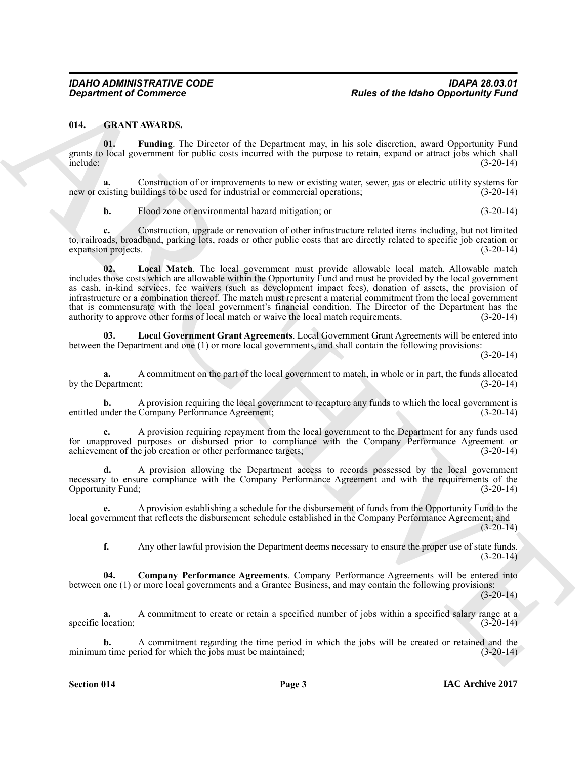## 014. GRANT AWARDS.

**01. Funding**. The Director of the Department may, in his sole discretion, award Opportunity Fund grants to local government for public costs incurred with the purpose to retain, expand or attract jobs which shall include: (3-20-14)

**a.** Construction of or improvements to new or existing water, sewer, gas or electric utility systems for new or existing buildings to be used for industrial or commercial operations; (3-20-14)

**b.** Flood zone or environmental hazard mitigation; or (3-20-14)

**c.** Construction, upgrade or renovation of other infrastructure related items including, but not limited to, railroads, broadband, parking lots, roads or other public costs that are directly related to specific job creation or expansion projects. (3-20-14)

**02. Local Match**. The local government must provide allowable local match. Allowable match includes those costs which are allowable within the Opportunity Fund and must be provided by the local government as cash, in-kind services, fee waivers (such as development impact fees), donation of assets, the provision of infrastructure or a combination thereof. The match must represent a material commitment from the local government that is commensurate with the local government's financial condition. The Director of the Department has the authority to approve other forms of local match or waive the local match requirements. (3-20-14)

**03. Local Government Grant Agreements**. Local Government Grant Agreements will be entered into between the Department and one (1) or more local governments, and shall contain the following provisions: (3-20-14)

**a.** A commitment on the part of the local government to match, in whole or in part, the funds allocated by the Department; (3-20-14)

**b.** A provision requiring the local government to recapture any funds to which the local government is entitled under the Company Performance Agreement; (3-20-14)

**c.** A provision requiring repayment from the local government to the Department for any funds used for unapproved purposes or disbursed prior to compliance with the Company Performance Agreement or achievement of the job creation or other performance targets; (3-20-14)

**d.** A provision allowing the Department access to records possessed by the local government necessary to ensure compliance with the Company Performance Agreement and with the requirements of the Opportunity Fund; (3-20-14)

**e.** A provision establishing a schedule for the disbursement of funds from the Opportunity Fund to the local government that reflects the disbursement schedule established in the Company Performance Agreement; and (3-20-14)

**f.** Any other lawful provision the Department deems necessary to ensure the proper use of state funds. (3-20-14)

**04. Company Performance Agreements**. Company Performance Agreements will be entered into between one (1) or more local governments and a Grantee Business, and may contain the following provisions: (3-20-14)

**a.** A commitment to create or retain a specified number of jobs within a specified salary range at a specific location; (3-20-14)

**b.** A commitment regarding the time period in which the jobs will be created or retained and the minimum time period for which the jobs must be maintained; (3-20-14)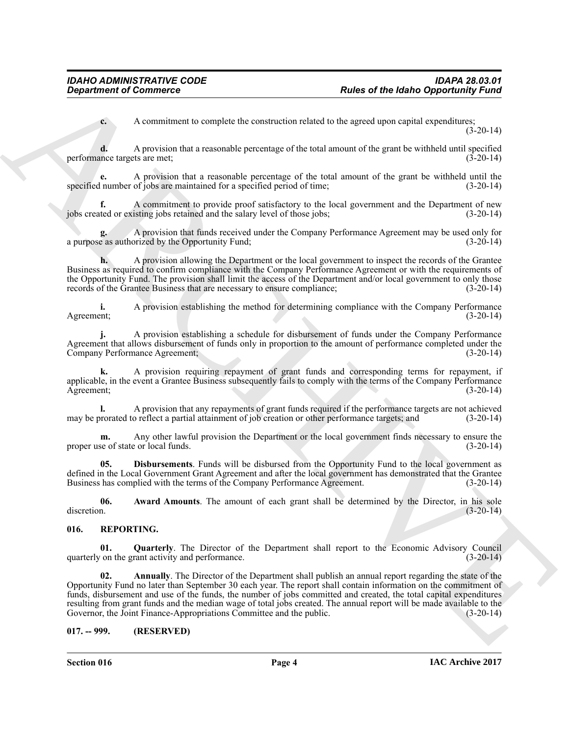**c.** A commitment to complete the construction related to the agreed upon capital expenditures; (3-20-14)

**d.** A provision that a reasonable percentage of the total amount of the grant be withheld until specified performance targets are met; (3-20-14)

**e.** A provision that a reasonable percentage of the total amount of the grant be withheld until the specified number of jobs are maintained for a specified period of time; (3-20-14)

**f.** A commitment to provide proof satisfactory to the local government and the Department of new jobs created or existing jobs retained and the salary level of those jobs; (3-20-14)

**g.** A provision that funds received under the Company Performance Agreement may be used only for a purpose as authorized by the Opportunity Fund; (3-20-14)

**h.** A provision allowing the Department or the local government to inspect the records of the Grantee Business as required to confirm compliance with the Company Performance Agreement or with the requirements of the Opportunity Fund. The provision shall limit the access of the Department and/or local government to only those records of the Grantee Business that are necessary to ensure compliance; (3-20-14)

**i.** A provision establishing the method for determining compliance with the Company Performance Agreement; (3-20-14)

**j.** A provision establishing a schedule for disbursement of funds under the Company Performance Agreement that allows disbursement of funds only in proportion to the amount of performance completed under the Company Performance Agreement; (3-20-14)

**k.** A provision requiring repayment of grant funds and corresponding terms for repayment, if applicable, in the event a Grantee Business subsequently fails to comply with the terms of the Company Performance Agreement; (3-20-14)

**l.** A provision that any repayments of grant funds required if the performance targets are not achieved may be prorated to reflect a partial attainment of job creation or other performance targets; and (3-20-14)

**m.** Any other lawful provision the Department or the local government finds necessary to ensure the proper use of state or local funds. (3-20-14)

**05. Disbursements**. Funds will be disbursed from the Opportunity Fund to the local government as defined in the Local Government Grant Agreement and after the local government has demonstrated that the Grantee Business has complied with the terms of the Company Performance Agreement. (3-20-14)

**06. Award Amounts**. The amount of each grant shall be determined by the Director, in his sole discretion. (3-20-14)

## 016. REPORTING.

**01. Quarterly**. The Director of the Department shall report to the Economic Advisory Council quarterly on the grant activity and performance. (3-20-14)

**02. Annually**. The Director of the Department shall publish an annual report regarding the state of the Opportunity Fund no later than September 30 each year. The report shall contain information on the commitment of funds, disbursement and use of the funds, the number of jobs committed and created, the total capital expenditures resulting from grant funds and the median wage of total jobs created. The annual report will be made available to the Governor, the Joint Finance-Appropriations Committee and the public. (3-20-14)

## 017. -- 999. (RESERVED)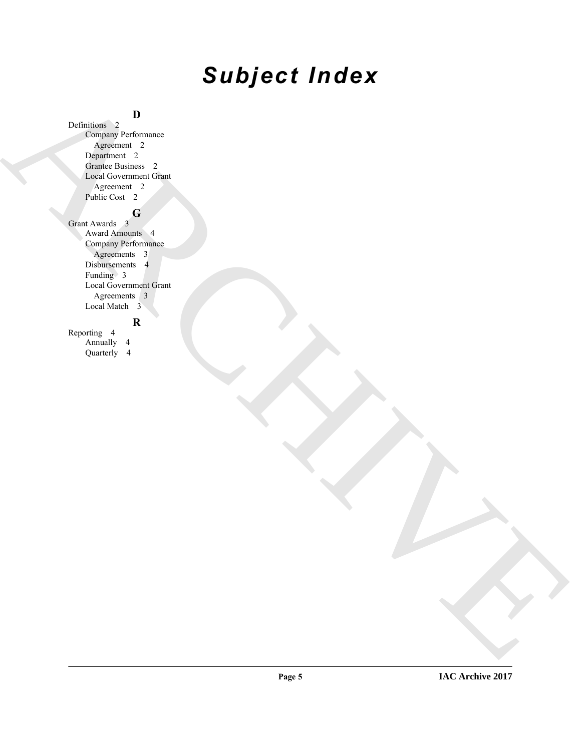# *Subject Index*

**D**

Definitions 2
- Company Performance Agreement 2
- Department 2
- Grantee Business 2
- Local Government Grant Agreement 2
- Public Cost 2

**G**

Grant Awards 3
- Award Amounts 4
- Company Performance Agreements 3
- Disbursements 4
- Funding 3
- Local Government Grant Agreements 3
- Local Match 3

**R**

Reporting 4
- Annually 4
- Quarterly 4